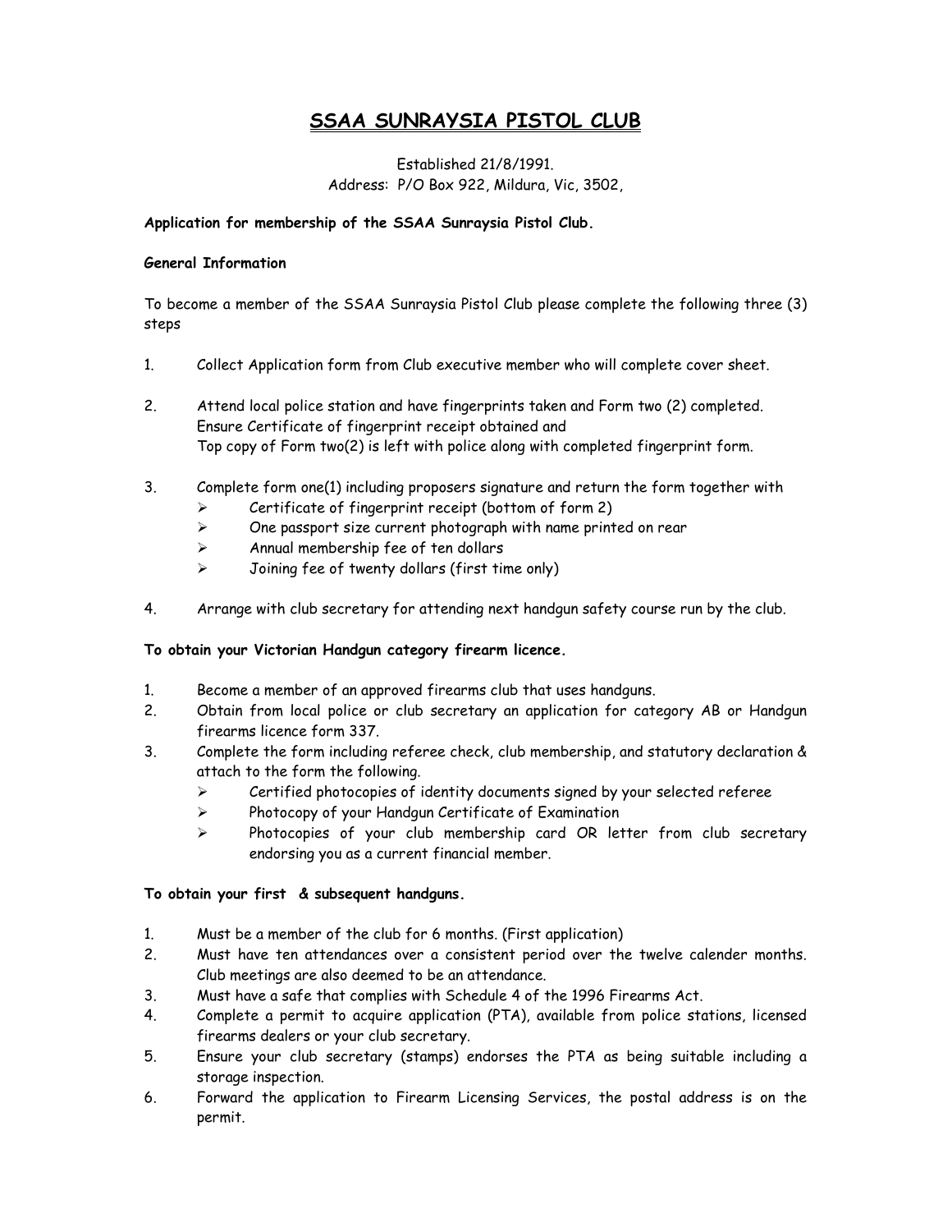# SSAA SUNRAYSIA PISTOL CLUB

Established 21/8/1991.
Address: P/O Box 922, Mildura, Vic, 3502,

**Application for membership of the SSAA Sunraysia Pistol Club.**

**General Information**

To become a member of the SSAA Sunraysia Pistol Club please complete the following three (3) steps

1. Collect Application form from Club executive member who will complete cover sheet.

2. Attend local police station and have fingerprints taken and Form two (2) completed. Ensure Certificate of fingerprint receipt obtained and Top copy of Form two(2) is left with police along with completed fingerprint form.

3. Complete form one(1) including proposers signature and return the form together with
   - Certificate of fingerprint receipt (bottom of form 2)
   - One passport size current photograph with name printed on rear
   - Annual membership fee of ten dollars
   - Joining fee of twenty dollars (first time only)

4. Arrange with club secretary for attending next handgun safety course run by the club.

**To obtain your Victorian Handgun category firearm licence.**

1. Become a member of an approved firearms club that uses handguns.
2. Obtain from local police or club secretary an application for category AB or Handgun firearms licence form 337.
3. Complete the form including referee check, club membership, and statutory declaration & attach to the form the following.
   - Certified photocopies of identity documents signed by your selected referee
   - Photocopy of your Handgun Certificate of Examination
   - Photocopies of your club membership card OR letter from club secretary endorsing you as a current financial member.

**To obtain your first & subsequent handguns.**

1. Must be a member of the club for 6 months. (First application)
2. Must have ten attendances over a consistent period over the twelve calender months. Club meetings are also deemed to be an attendance.
3. Must have a safe that complies with Schedule 4 of the 1996 Firearms Act.
4. Complete a permit to acquire application (PTA), available from police stations, licensed firearms dealers or your club secretary.
5. Ensure your club secretary (stamps) endorses the PTA as being suitable including a storage inspection.
6. Forward the application to Firearm Licensing Services, the postal address is on the permit.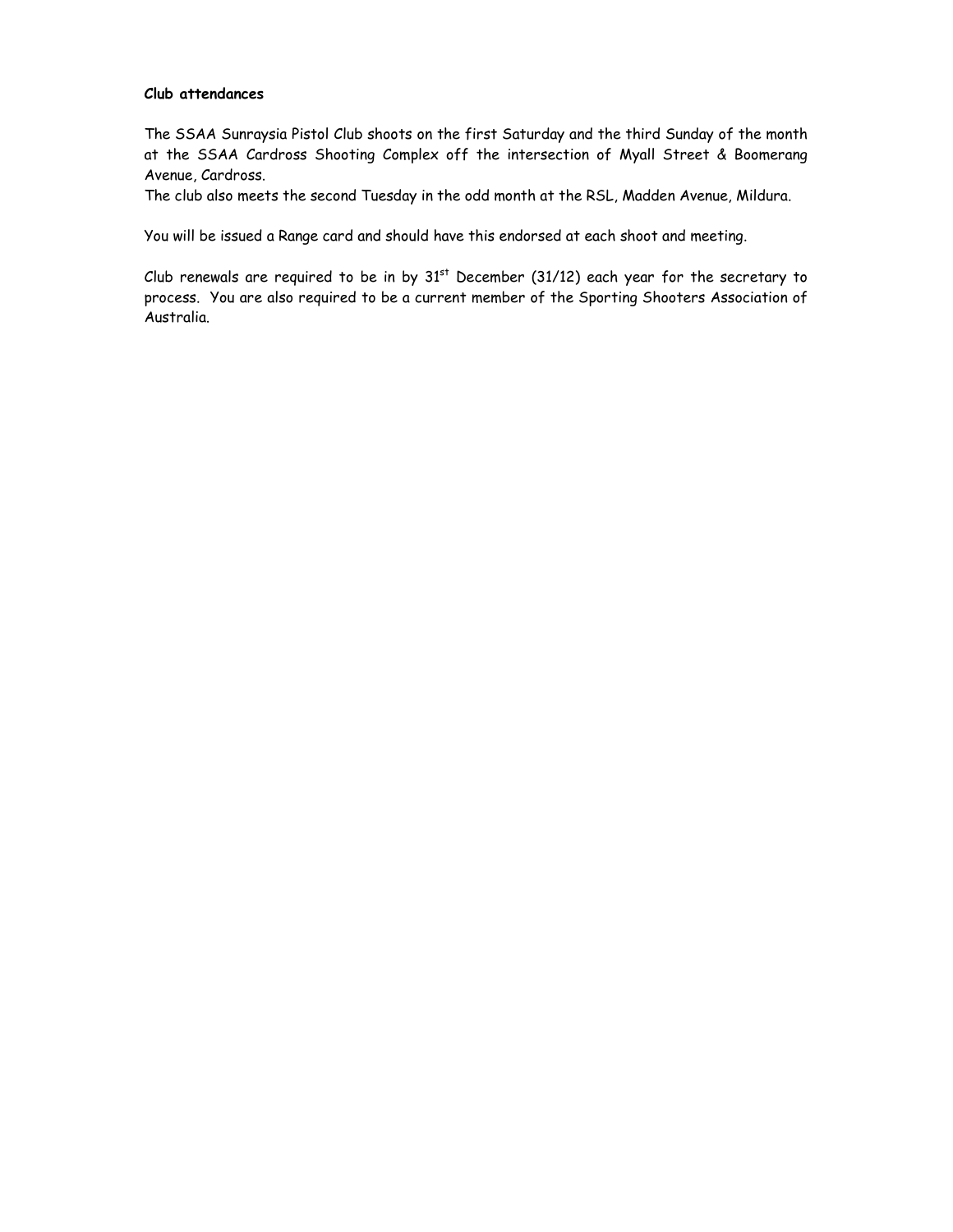**Club attendances**

The SSAA Sunraysia Pistol Club shoots on the first Saturday and the third Sunday of the month at the SSAA Cardross Shooting Complex off the intersection of Myall Street & Boomerang Avenue, Cardross.
The club also meets the second Tuesday in the odd month at the RSL, Madden Avenue, Mildura.

You will be issued a Range card and should have this endorsed at each shoot and meeting.

Club renewals are required to be in by 31st December (31/12) each year for the secretary to process. You are also required to be a current member of the Sporting Shooters Association of Australia.